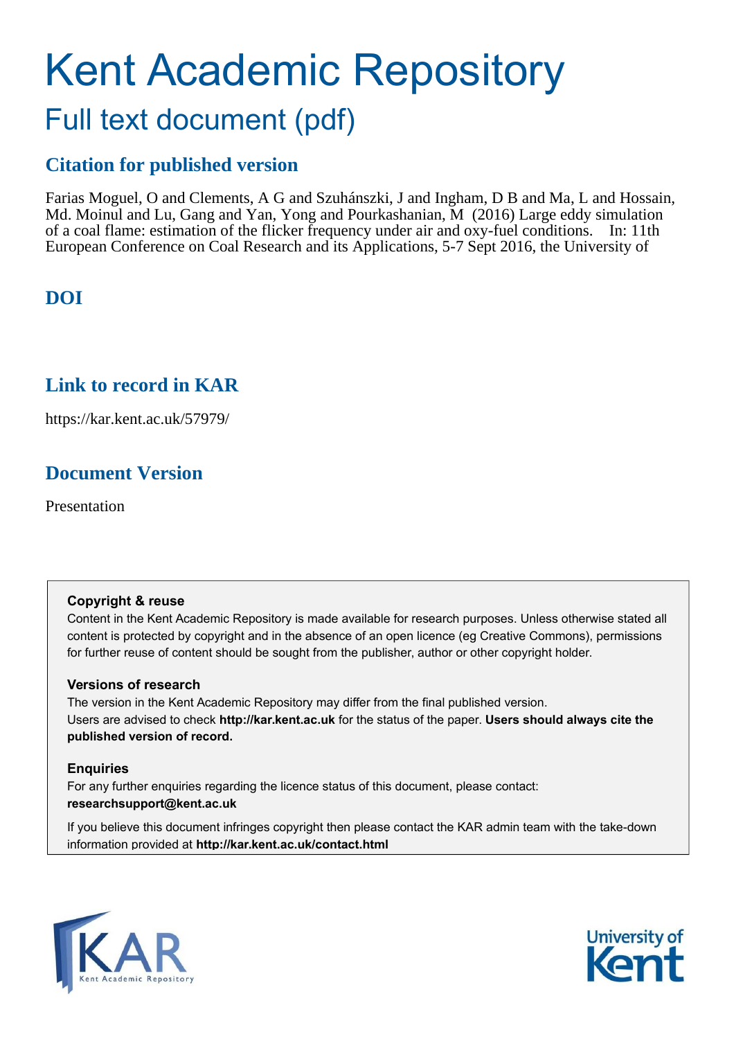# Kent Academic Repository

## Full text document (pdf)

### Citation for published version

Farias Moguel, O and Clements, A G and Szuhánszki, J and Ingham, D B and Ma, L and Hossain, Md. Moinul and Lu, Gang and Yan, Yong and Pourkashanian, M (2016) Large eddy simulation of a coal flame: estimation of the flicker frequency under air and oxy-fuel conditions. In: 11th European Conference on Coal Research and its Applications, 5-7 Sept 2016, the University of

### DOI

### Link to record in KAR

https://kar.kent.ac.uk/57979/

### Document Version

Presentation

**Copyright & reuse**

Content in the Kent Academic Repository is made available for research purposes. Unless otherwise stated all content is protected by copyright and in the absence of an open licence (eg Creative Commons), permissions for further reuse of content should be sought from the publisher, author or other copyright holder.

**Versions of research**

The version in the Kent Academic Repository may differ from the final published version. Users are advised to check **http://kar.kent.ac.uk** for the status of the paper. **Users should always cite the published version of record.**

**Enquiries**

For any further enquiries regarding the licence status of this document, please contact: **researchsupport@kent.ac.uk**

If you believe this document infringes copyright then please contact the KAR admin team with the take-down information provided at **http://kar.kent.ac.uk/contact.html**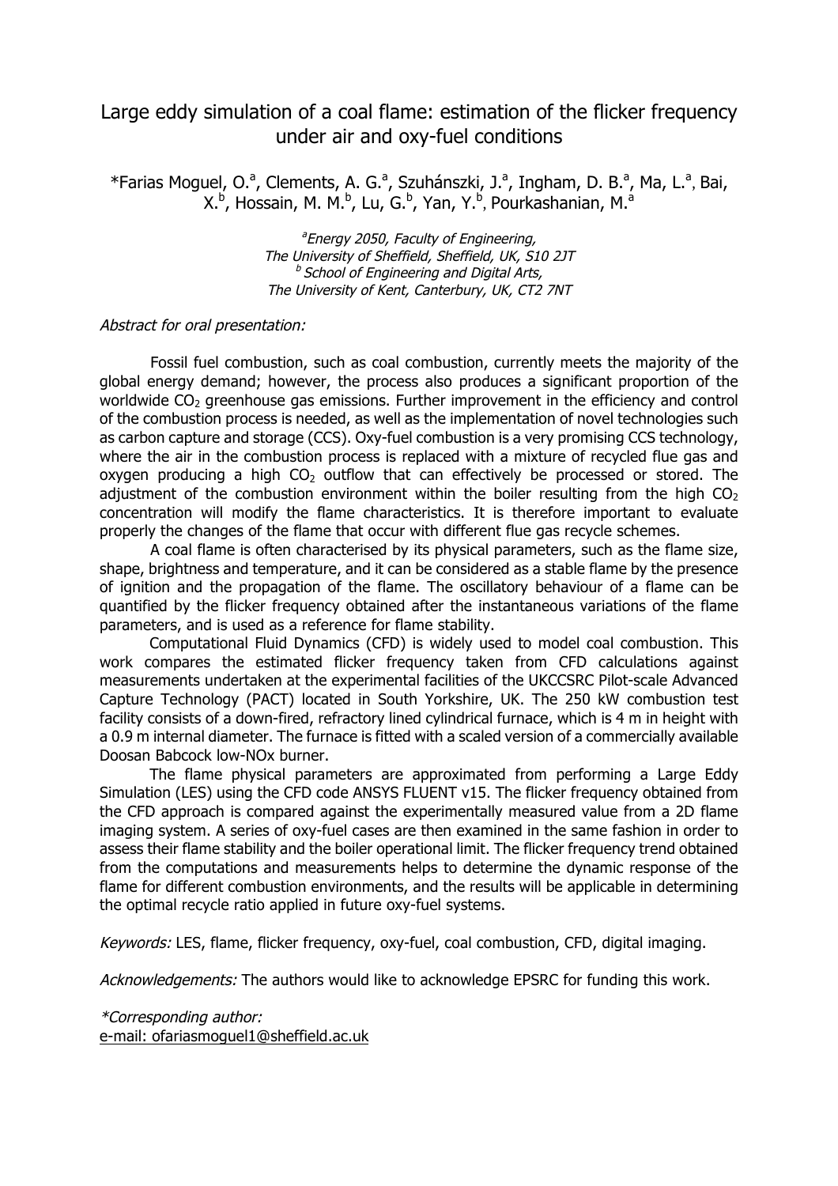# Large eddy simulation of a coal flame: estimation of the flicker frequency under air and oxy-fuel conditions

*Farias Moguel, O.[a], Clements, A. G.[a], Szuhánszki, J.[a], Ingham, D. B.[a], Ma, L.[a], Bai, X.[b], Hossain, M. M.[b], Lu, G.[b], Yan, Y.[b], Pourkashanian, M.[a]

*[a]Energy 2050, Faculty of Engineering, The University of Sheffield, Sheffield, UK, S10 2JT*
*[b] School of Engineering and Digital Arts, The University of Kent, Canterbury, UK, CT2 7NT*

*Abstract for oral presentation:*

Fossil fuel combustion, such as coal combustion, currently meets the majority of the global energy demand; however, the process also produces a significant proportion of the worldwide $CO_2$ greenhouse gas emissions. Further improvement in the efficiency and control of the combustion process is needed, as well as the implementation of novel technologies such as carbon capture and storage (CCS). Oxy-fuel combustion is a very promising CCS technology, where the air in the combustion process is replaced with a mixture of recycled flue gas and oxygen producing a high $CO_2$ outflow that can effectively be processed or stored. The adjustment of the combustion environment within the boiler resulting from the high $CO_2$ concentration will modify the flame characteristics. It is therefore important to evaluate properly the changes of the flame that occur with different flue gas recycle schemes.

A coal flame is often characterised by its physical parameters, such as the flame size, shape, brightness and temperature, and it can be considered as a stable flame by the presence of ignition and the propagation of the flame. The oscillatory behaviour of a flame can be quantified by the flicker frequency obtained after the instantaneous variations of the flame parameters, and is used as a reference for flame stability.

Computational Fluid Dynamics (CFD) is widely used to model coal combustion. This work compares the estimated flicker frequency taken from CFD calculations against measurements undertaken at the experimental facilities of the UKCCSRC Pilot-scale Advanced Capture Technology (PACT) located in South Yorkshire, UK. The 250 kW combustion test facility consists of a down-fired, refractory lined cylindrical furnace, which is 4 m in height with a 0.9 m internal diameter. The furnace is fitted with a scaled version of a commercially available Doosan Babcock low-NOx burner.

The flame physical parameters are approximated from performing a Large Eddy Simulation (LES) using the CFD code ANSYS FLUENT v15. The flicker frequency obtained from the CFD approach is compared against the experimentally measured value from a 2D flame imaging system. A series of oxy-fuel cases are then examined in the same fashion in order to assess their flame stability and the boiler operational limit. The flicker frequency trend obtained from the computations and measurements helps to determine the dynamic response of the flame for different combustion environments, and the results will be applicable in determining the optimal recycle ratio applied in future oxy-fuel systems.

*Keywords:* LES, flame, flicker frequency, oxy-fuel, coal combustion, CFD, digital imaging.

*Acknowledgements:* The authors would like to acknowledge EPSRC for funding this work.

*\*Corresponding author:*
e-mail: ofariasmoguel1@sheffield.ac.uk